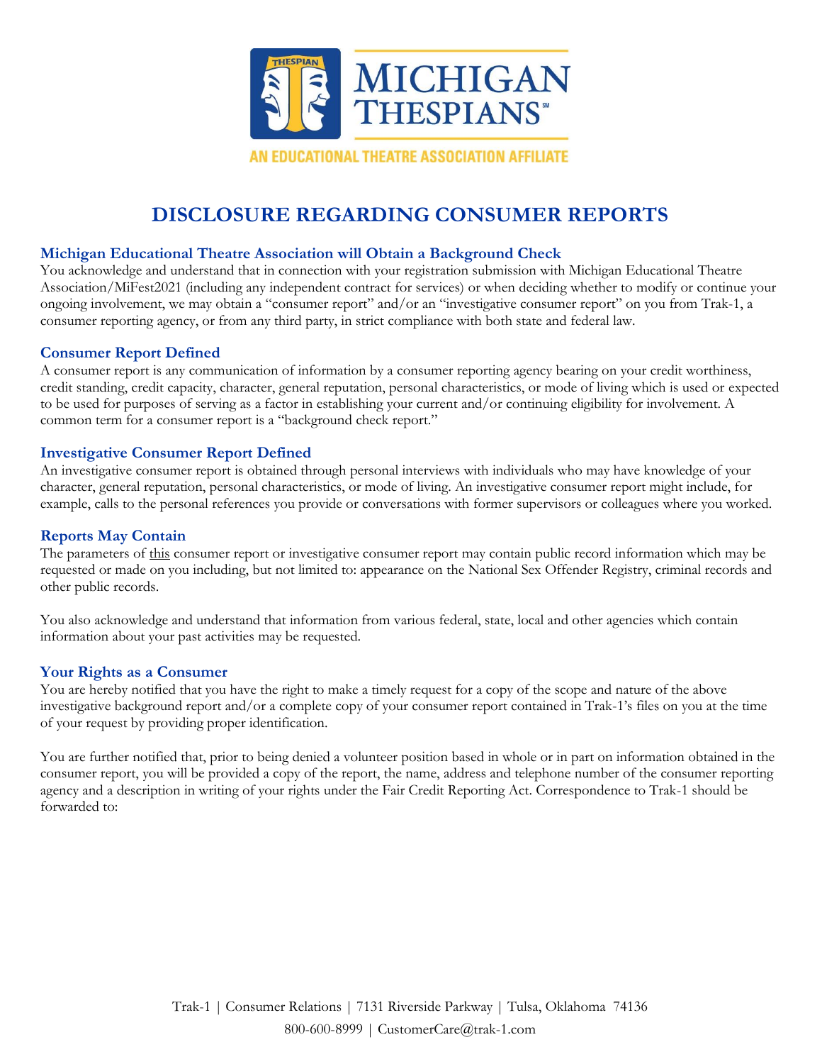MICHIGAN THESPIANS℠

AN EDUCATIONAL THEATRE ASSOCIATION AFFILIATE

# DISCLOSURE REGARDING CONSUMER REPORTS

### Michigan Educational Theatre Association will Obtain a Background Check

You acknowledge and understand that in connection with your registration submission with Michigan Educational Theatre Association/MiFest2021 (including any independent contract for services) or when deciding whether to modify or continue your ongoing involvement, we may obtain a "consumer report" and/or an "investigative consumer report" on you from Trak-1, a consumer reporting agency, or from any third party, in strict compliance with both state and federal law.

### Consumer Report Defined

A consumer report is any communication of information by a consumer reporting agency bearing on your credit worthiness, credit standing, credit capacity, character, general reputation, personal characteristics, or mode of living which is used or expected to be used for purposes of serving as a factor in establishing your current and/or continuing eligibility for involvement. A common term for a consumer report is a "background check report."

### Investigative Consumer Report Defined

An investigative consumer report is obtained through personal interviews with individuals who may have knowledge of your character, general reputation, personal characteristics, or mode of living. An investigative consumer report might include, for example, calls to the personal references you provide or conversations with former supervisors or colleagues where you worked.

### Reports May Contain

The parameters of <u>this</u> consumer report or investigative consumer report may contain public record information which may be requested or made on you including, but not limited to: appearance on the National Sex Offender Registry, criminal records and other public records.

You also acknowledge and understand that information from various federal, state, local and other agencies which contain information about your past activities may be requested.

### Your Rights as a Consumer

You are hereby notified that you have the right to make a timely request for a copy of the scope and nature of the above investigative background report and/or a complete copy of your consumer report contained in Trak-1's files on you at the time of your request by providing proper identification.

You are further notified that, prior to being denied a volunteer position based in whole or in part on information obtained in the consumer report, you will be provided a copy of the report, the name, address and telephone number of the consumer reporting agency and a description in writing of your rights under the Fair Credit Reporting Act. Correspondence to Trak-1 should be forwarded to:

Trak-1 | Consumer Relations | 7131 Riverside Parkway | Tulsa, Oklahoma 74136
800-600-8999 | CustomerCare@trak-1.com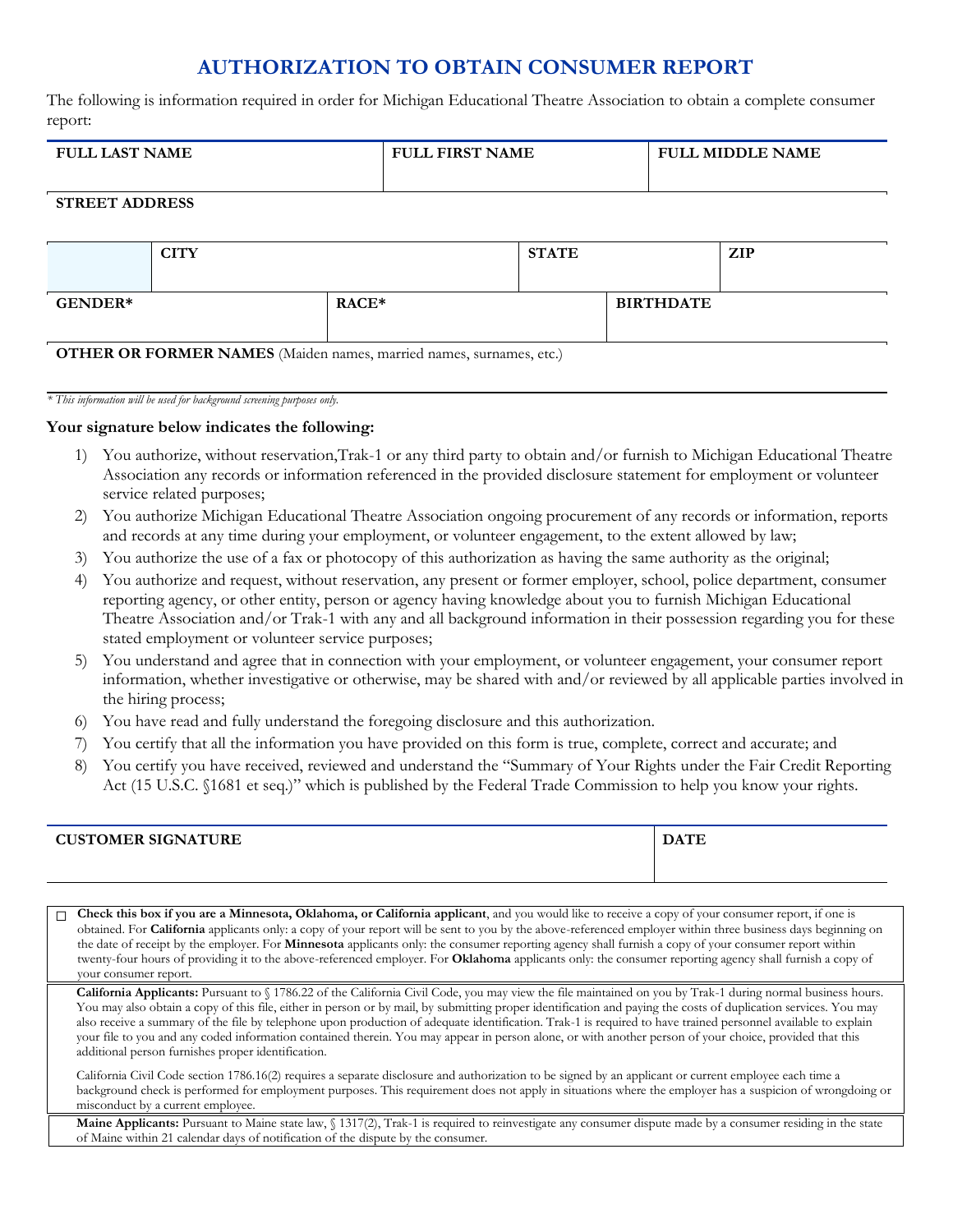# AUTHORIZATION TO OBTAIN CONSUMER REPORT

The following is information required in order for Michigan Educational Theatre Association to obtain a complete consumer report:

| FULL LAST NAME | FULL FIRST NAME | FULL MIDDLE NAME |
| --- | --- | --- |
| | | |

| STREET ADDRESS |
| --- |
| |

| | CITY | STATE | ZIP |
| --- | --- | --- | --- |
| | | | |

| GENDER* | RACE* | BIRTHDATE |
| --- | --- | --- |
| | | |

**OTHER OR FORMER NAMES** (Maiden names, married names, surnames, etc.)

*\* This information will be used for background screening purposes only.*

**Your signature below indicates the following:**

1) You authorize, without reservation,Trak-1 or any third party to obtain and/or furnish to Michigan Educational Theatre Association any records or information referenced in the provided disclosure statement for employment or volunteer service related purposes;
2) You authorize Michigan Educational Theatre Association ongoing procurement of any records or information, reports and records at any time during your employment, or volunteer engagement, to the extent allowed by law;
3) You authorize the use of a fax or photocopy of this authorization as having the same authority as the original;
4) You authorize and request, without reservation, any present or former employer, school, police department, consumer reporting agency, or other entity, person or agency having knowledge about you to furnish Michigan Educational Theatre Association and/or Trak-1 with any and all background information in their possession regarding you for these stated employment or volunteer service purposes;
5) You understand and agree that in connection with your employment, or volunteer engagement, your consumer report information, whether investigative or otherwise, may be shared with and/or reviewed by all applicable parties involved in the hiring process;
6) You have read and fully understand the foregoing disclosure and this authorization.
7) You certify that all the information you have provided on this form is true, complete, correct and accurate; and
8) You certify you have received, reviewed and understand the "Summary of Your Rights under the Fair Credit Reporting Act (15 U.S.C. §1681 et seq.)" which is published by the Federal Trade Commission to help you know your rights.

| CUSTOMER SIGNATURE | DATE |
| --- | --- |
| | |

☐ **Check this box if you are a Minnesota, Oklahoma, or California applicant**, and you would like to receive a copy of your consumer report, if one is obtained. For **California** applicants only: a copy of your report will be sent to you by the above-referenced employer within three business days beginning on the date of receipt by the employer. For **Minnesota** applicants only: the consumer reporting agency shall furnish a copy of your consumer report within twenty-four hours of providing it to the above-referenced employer. For **Oklahoma** applicants only: the consumer reporting agency shall furnish a copy of your consumer report.

**California Applicants:** Pursuant to § 1786.22 of the California Civil Code, you may view the file maintained on you by Trak-1 during normal business hours. You may also obtain a copy of this file, either in person or by mail, by submitting proper identification and paying the costs of duplication services. You may also receive a summary of the file by telephone upon production of adequate identification. Trak-1 is required to have trained personnel available to explain your file to you and any coded information contained therein. You may appear in person alone, or with another person of your choice, provided that this additional person furnishes proper identification.

California Civil Code section 1786.16(2) requires a separate disclosure and authorization to be signed by an applicant or current employee each time a background check is performed for employment purposes. This requirement does not apply in situations where the employer has a suspicion of wrongdoing or misconduct by a current employee.

**Maine Applicants:** Pursuant to Maine state law, § 1317(2), Trak-1 is required to reinvestigate any consumer dispute made by a consumer residing in the state of Maine within 21 calendar days of notification of the dispute by the consumer.